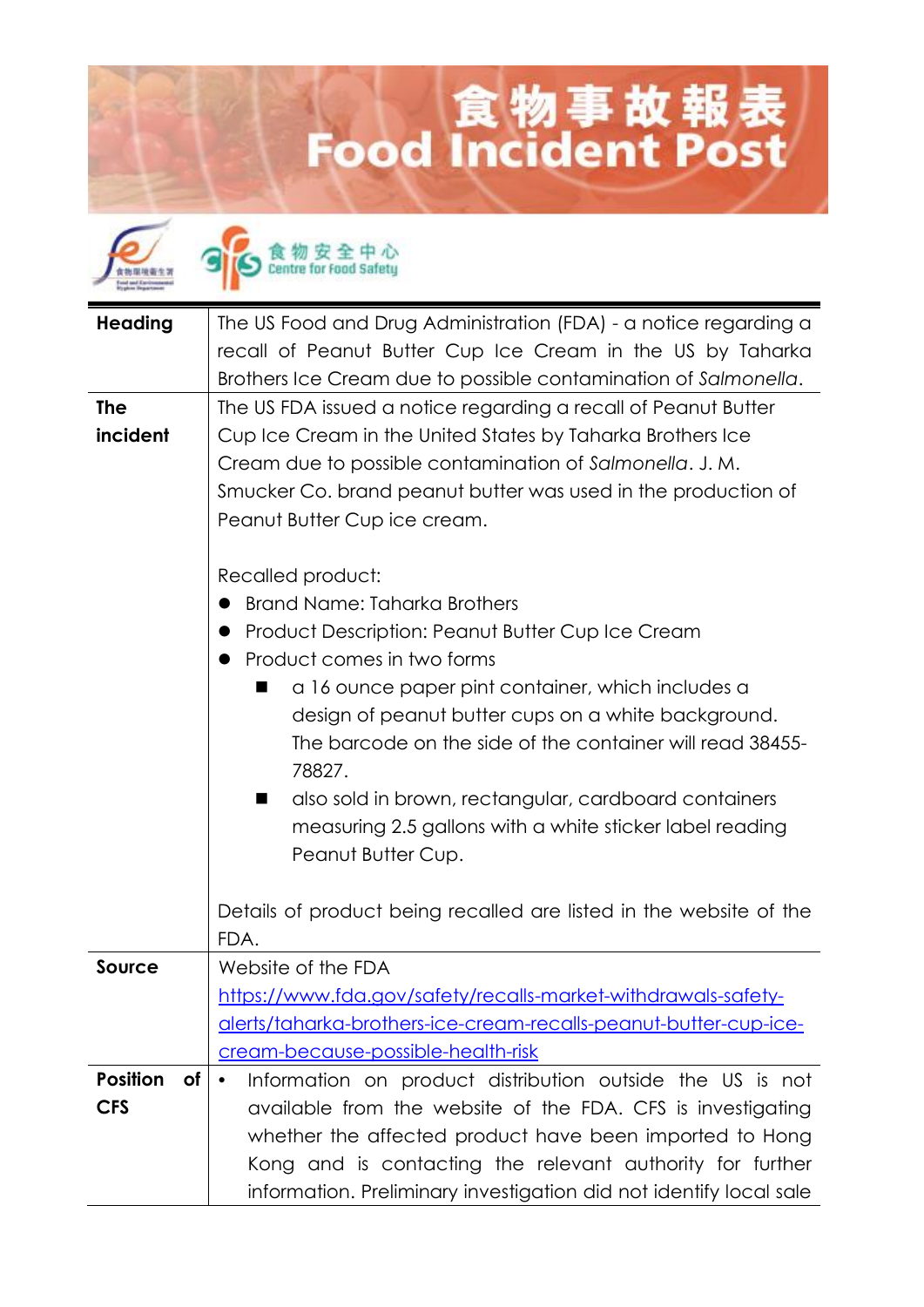# 食物事故報表 Food Incident Post

食物安全中心 Centre for Food Safety

| | |
|---|---|
| **Heading** | The US Food and Drug Administration (FDA) - a notice regarding a recall of Peanut Butter Cup Ice Cream in the US by Taharka Brothers Ice Cream due to possible contamination of *Salmonella*. |
| **The incident** | The US FDA issued a notice regarding a recall of Peanut Butter Cup Ice Cream in the United States by Taharka Brothers Ice Cream due to possible contamination of *Salmonella*. J. M. Smucker Co. brand peanut butter was used in the production of Peanut Butter Cup ice cream.<br><br>Recalled product:<br>● Brand Name: Taharka Brothers<br>● Product Description: Peanut Butter Cup Ice Cream<br>● Product comes in two forms<br>&nbsp;&nbsp;&nbsp;&nbsp;■ a 16 ounce paper pint container, which includes a design of peanut butter cups on a white background. The barcode on the side of the container will read 38455-78827.<br>&nbsp;&nbsp;&nbsp;&nbsp;■ also sold in brown, rectangular, cardboard containers measuring 2.5 gallons with a white sticker label reading Peanut Butter Cup.<br><br>Details of product being recalled are listed in the website of the FDA. |
| **Source** | Website of the FDA<br>[https://www.fda.gov/safety/recalls-market-withdrawals-safety-alerts/taharka-brothers-ice-cream-recalls-peanut-butter-cup-ice-cream-because-possible-health-risk](https://www.fda.gov/safety/recalls-market-withdrawals-safety-alerts/taharka-brothers-ice-cream-recalls-peanut-butter-cup-ice-cream-because-possible-health-risk) |
| **Position of CFS** | • Information on product distribution outside the US is not available from the website of the FDA. CFS is investigating whether the affected product have been imported to Hong Kong and is contacting the relevant authority for further information. Preliminary investigation did not identify local sale |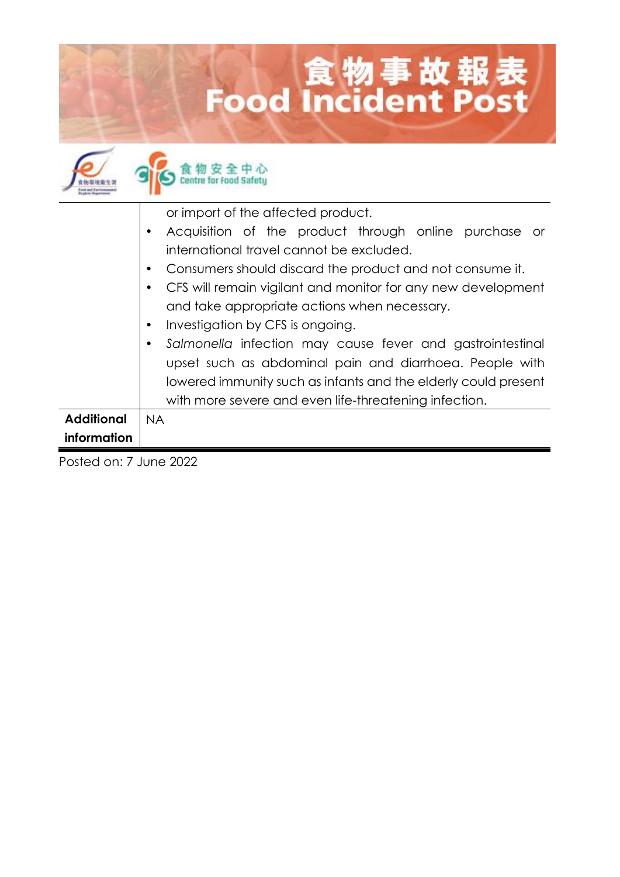| | |
|---|---|
| | or import of the affected product.<br>• Acquisition of the product through online purchase or international travel cannot be excluded.<br>• Consumers should discard the product and not consume it.<br>• CFS will remain vigilant and monitor for any new development and take appropriate actions when necessary.<br>• Investigation by CFS is ongoing.<br>• *Salmonella* infection may cause fever and gastrointestinal upset such as abdominal pain and diarrhoea. People with lowered immunity such as infants and the elderly could present with more severe and even life-threatening infection. |
| **Additional information** | NA |

Posted on: 7 June 2022